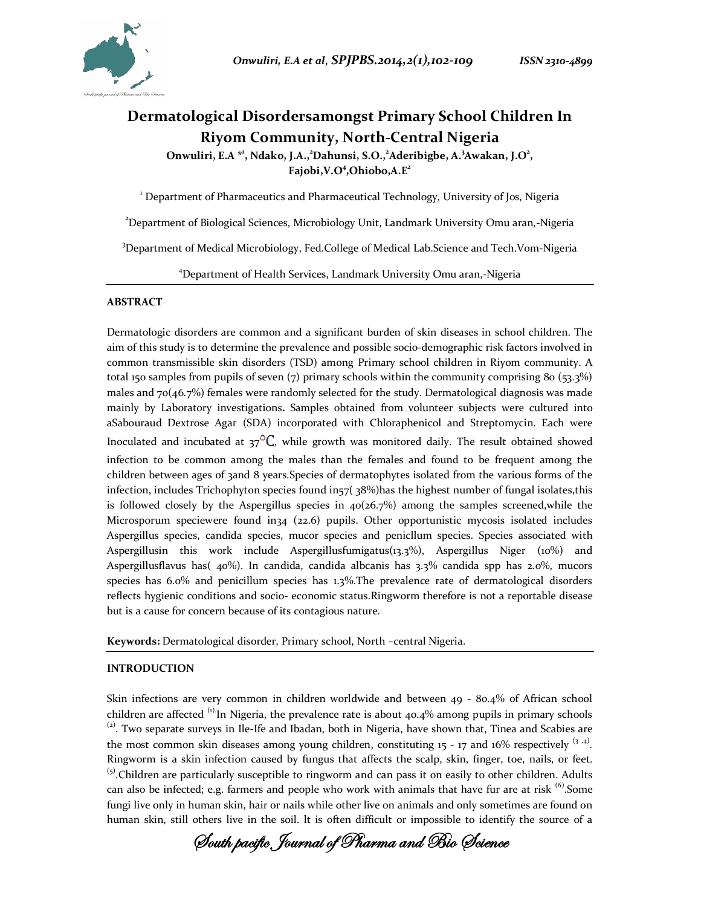# Dermatological Disordersamongst Primary School Children In Riyom Community, North-Central Nigeria

**Onwuliri, E.A *[1], Ndako, J.A.,[2]Dahunsi, S.O.,[2]Aderibigbe, A.[3]Awakan, J.O[2], Fajobi,V.O[4],Ohiobo,A.E[2]**

[1] Department of Pharmaceutics and Pharmaceutical Technology, University of Jos, Nigeria

[2]Department of Biological Sciences, Microbiology Unit, Landmark University Omu aran,-Nigeria

[3]Department of Medical Microbiology, Fed.College of Medical Lab.Science and Tech.Vom-Nigeria

[4]Department of Health Services, Landmark University Omu aran,-Nigeria

## ABSTRACT

Dermatologic disorders are common and a significant burden of skin diseases in school children. The aim of this study is to determine the prevalence and possible socio-demographic risk factors involved in common transmissible skin disorders (TSD) among Primary school children in Riyom community. A total 150 samples from pupils of seven (7) primary schools within the community comprising 80 (53.3%) males and 70(46.7%) females were randomly selected for the study. Dermatological diagnosis was made mainly by Laboratory investigations**.** Samples obtained from volunteer subjects were cultured into aSabouraud Dextrose Agar (SDA) incorporated with Chloraphenicol and Streptomycin. Each were Inoculated and incubated at 37°C, while growth was monitored daily. The result obtained showed infection to be common among the males than the females and found to be frequent among the children between ages of 3and 8 years.Species of dermatophytes isolated from the various forms of the infection, includes Trichophyton species found in57( 38%)has the highest number of fungal isolates,this is followed closely by the Aspergillus species in 40(26.7%) among the samples screened,while the Microsporum speciewere found in34 (22.6) pupils. Other opportunistic mycosis isolated includes Aspergillus species, candida species, mucor species and penicllum species. Species associated with Aspergillusin this work include Aspergillusfumigatus(13.3%), Aspergillus Niger (10%) and Aspergillusflavus has( 40%). In candida, candida albcanis has 3.3% candida spp has 2.0%, mucors species has 6.0% and penicillum species has 1.3%.The prevalence rate of dermatological disorders reflects hygienic conditions and socio- economic status.Ringworm therefore is not a reportable disease but is a cause for concern because of its contagious nature.

**Keywords:** Dermatological disorder, Primary school, North –central Nigeria.

## INTRODUCTION

Skin infections are very common in children worldwide and between 49 - 80.4% of African school children are affected [1].In Nigeria, the prevalence rate is about 40.4% among pupils in primary schools [2]. Two separate surveys in Ile-Ife and Ibadan, both in Nigeria, have shown that, Tinea and Scabies are the most common skin diseases among young children, constituting 15 - 17 and 16% respectively [3,4]. Ringworm is a skin infection caused by fungus that affects the scalp, skin, finger, toe, nails, or feet. [5].Children are particularly susceptible to ringworm and can pass it on easily to other children. Adults can also be infected; e.g. farmers and people who work with animals that have fur are at risk [6].Some fungi live only in human skin, hair or nails while other live on animals and only sometimes are found on human skin, still others live in the soil. lt is often difficult or impossible to identify the source of a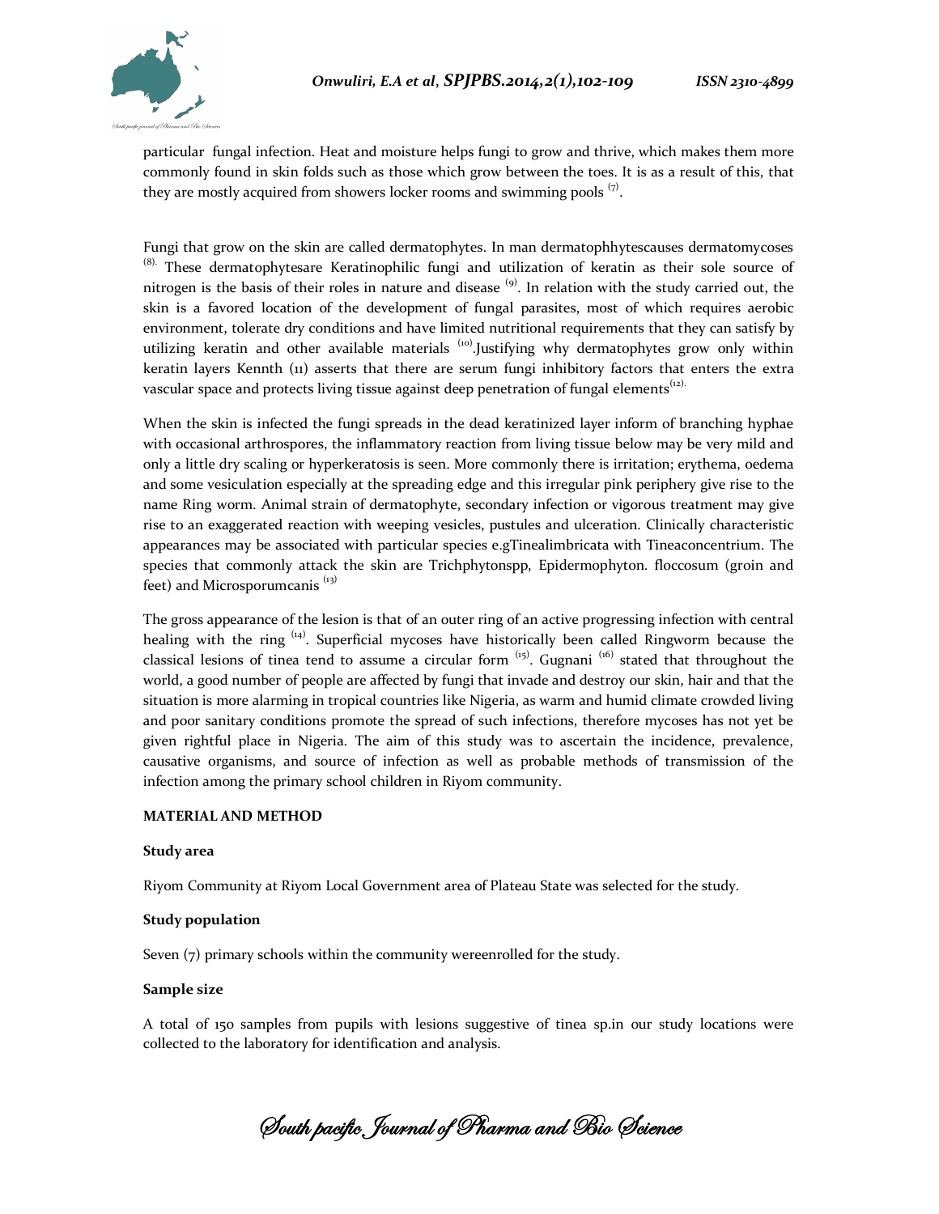particular fungal infection. Heat and moisture helps fungi to grow and thrive, which makes them more commonly found in skin folds such as those which grow between the toes. It is as a result of this, that they are mostly acquired from showers locker rooms and swimming pools [7].

Fungi that grow on the skin are called dermatophytes. In man dermatophhytescauses dermatomycoses [8]. These dermatophytesare Keratinophilic fungi and utilization of keratin as their sole source of nitrogen is the basis of their roles in nature and disease [9]. In relation with the study carried out, the skin is a favored location of the development of fungal parasites, most of which requires aerobic environment, tolerate dry conditions and have limited nutritional requirements that they can satisfy by utilizing keratin and other available materials [10].Justifying why dermatophytes grow only within keratin layers Kennth (11) asserts that there are serum fungi inhibitory factors that enters the extra vascular space and protects living tissue against deep penetration of fungal elements[12].

When the skin is infected the fungi spreads in the dead keratinized layer inform of branching hyphae with occasional arthrospores, the inflammatory reaction from living tissue below may be very mild and only a little dry scaling or hyperkeratosis is seen. More commonly there is irritation; erythema, oedema and some vesiculation especially at the spreading edge and this irregular pink periphery give rise to the name Ring worm. Animal strain of dermatophyte, secondary infection or vigorous treatment may give rise to an exaggerated reaction with weeping vesicles, pustules and ulceration. Clinically characteristic appearances may be associated with particular species e.gTinealimbricata with Tineaconcentrium. The species that commonly attack the skin are Trichphytonspp, Epidermophyton. floccosum (groin and feet) and Microsporumcanis [13]

The gross appearance of the lesion is that of an outer ring of an active progressing infection with central healing with the ring [14]. Superficial mycoses have historically been called Ringworm because the classical lesions of tinea tend to assume a circular form [15]. Gugnani [16] stated that throughout the world, a good number of people are affected by fungi that invade and destroy our skin, hair and that the situation is more alarming in tropical countries like Nigeria, as warm and humid climate crowded living and poor sanitary conditions promote the spread of such infections, therefore mycoses has not yet be given rightful place in Nigeria. The aim of this study was to ascertain the incidence, prevalence, causative organisms, and source of infection as well as probable methods of transmission of the infection among the primary school children in Riyom community.

## MATERIAL AND METHOD

### Study area

Riyom Community at Riyom Local Government area of Plateau State was selected for the study.

### Study population

Seven (7) primary schools within the community wereenrolled for the study.

### Sample size

A total of 150 samples from pupils with lesions suggestive of tinea sp.in our study locations were collected to the laboratory for identification and analysis.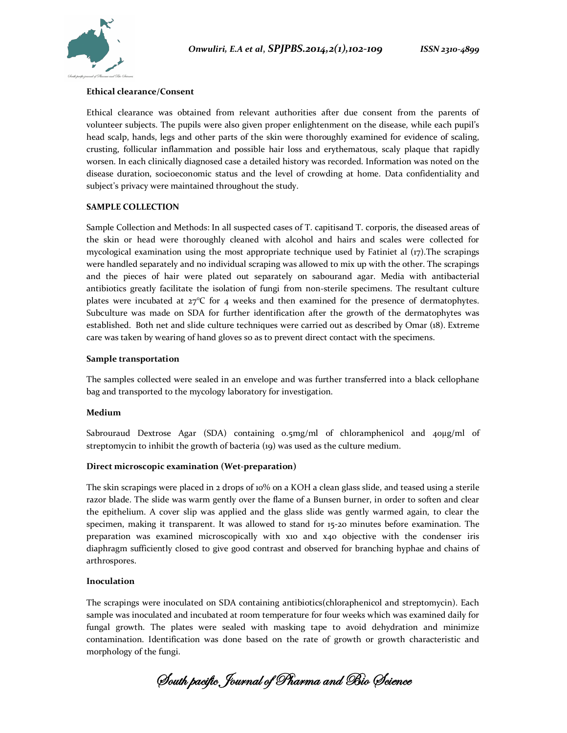**Ethical clearance/Consent**

Ethical clearance was obtained from relevant authorities after due consent from the parents of volunteer subjects. The pupils were also given proper enlightenment on the disease, while each pupil's head scalp, hands, legs and other parts of the skin were thoroughly examined for evidence of scaling, crusting, follicular inflammation and possible hair loss and erythematous, scaly plaque that rapidly worsen. In each clinically diagnosed case a detailed history was recorded. Information was noted on the disease duration, socioeconomic status and the level of crowding at home. Data confidentiality and subject's privacy were maintained throughout the study.

**SAMPLE COLLECTION**

Sample Collection and Methods: In all suspected cases of T. capitisand T. corporis, the diseased areas of the skin or head were thoroughly cleaned with alcohol and hairs and scales were collected for mycological examination using the most appropriate technique used by Fatiniet al (17).The scrapings were handled separately and no individual scraping was allowed to mix up with the other. The scrapings and the pieces of hair were plated out separately on sabourand agar. Media with antibacterial antibiotics greatly facilitate the isolation of fungi from non-sterile specimens. The resultant culture plates were incubated at 27°C for 4 weeks and then examined for the presence of dermatophytes. Subculture was made on SDA for further identification after the growth of the dermatophytes was established. Both net and slide culture techniques were carried out as described by Omar (18). Extreme care was taken by wearing of hand gloves so as to prevent direct contact with the specimens.

**Sample transportation**

The samples collected were sealed in an envelope and was further transferred into a black cellophane bag and transported to the mycology laboratory for investigation.

**Medium**

Sabrouraud Dextrose Agar (SDA) containing 0.5mg/ml of chloramphenicol and 40µg/ml of streptomycin to inhibit the growth of bacteria (19) was used as the culture medium.

**Direct microscopic examination (Wet-preparation)**

The skin scrapings were placed in 2 drops of 10% on a KOH a clean glass slide, and teased using a sterile razor blade. The slide was warm gently over the flame of a Bunsen burner, in order to soften and clear the epithelium. A cover slip was applied and the glass slide was gently warmed again, to clear the specimen, making it transparent. It was allowed to stand for 15-20 minutes before examination. The preparation was examined microscopically with x10 and x40 objective with the condenser iris diaphragm sufficiently closed to give good contrast and observed for branching hyphae and chains of arthrospores.

**Inoculation**

The scrapings were inoculated on SDA containing antibiotics(chloraphenicol and streptomycin). Each sample was inoculated and incubated at room temperature for four weeks which was examined daily for fungal growth. The plates were sealed with masking tape to avoid dehydration and minimize contamination. Identification was done based on the rate of growth or growth characteristic and morphology of the fungi.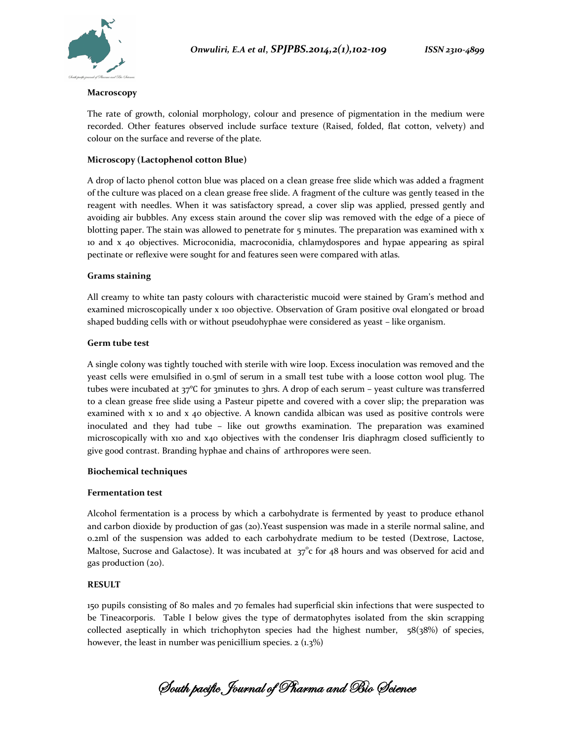**Macroscopy**

The rate of growth, colonial morphology, colour and presence of pigmentation in the medium were recorded. Other features observed include surface texture (Raised, folded, flat cotton, velvety) and colour on the surface and reverse of the plate.

**Microscopy (Lactophenol cotton Blue)**

A drop of lacto phenol cotton blue was placed on a clean grease free slide which was added a fragment of the culture was placed on a clean grease free slide. A fragment of the culture was gently teased in the reagent with needles. When it was satisfactory spread, a cover slip was applied, pressed gently and avoiding air bubbles. Any excess stain around the cover slip was removed with the edge of a piece of blotting paper. The stain was allowed to penetrate for 5 minutes. The preparation was examined with x 10 and x 40 objectives. Microconidia, macroconidia, chlamydospores and hypae appearing as spiral pectinate or reflexive were sought for and features seen were compared with atlas.

**Grams staining**

All creamy to white tan pasty colours with characteristic mucoid were stained by Gram's method and examined microscopically under x 100 objective. Observation of Gram positive oval elongated or broad shaped budding cells with or without pseudohyphae were considered as yeast – like organism.

**Germ tube test**

A single colony was tightly touched with sterile with wire loop. Excess inoculation was removed and the yeast cells were emulsified in 0.5ml of serum in a small test tube with a loose cotton wool plug. The tubes were incubated at 37°C for 3minutes to 3hrs. A drop of each serum – yeast culture was transferred to a clean grease free slide using a Pasteur pipette and covered with a cover slip; the preparation was examined with x 10 and x 40 objective. A known candida albican was used as positive controls were inoculated and they had tube – like out growths examination. The preparation was examined microscopically with x10 and x40 objectives with the condenser Iris diaphragm closed sufficiently to give good contrast. Branding hyphae and chains of arthropores were seen.

**Biochemical techniques**

**Fermentation test**

Alcohol fermentation is a process by which a carbohydrate is fermented by yeast to produce ethanol and carbon dioxide by production of gas (20).Yeast suspension was made in a sterile normal saline, and 0.2ml of the suspension was added to each carbohydrate medium to be tested (Dextrose, Lactose, Maltose, Sucrose and Galactose). It was incubated at 37°c for 48 hours and was observed for acid and gas production (20).

**RESULT**

150 pupils consisting of 80 males and 70 females had superficial skin infections that were suspected to be Tineacorporis. Table I below gives the type of dermatophytes isolated from the skin scrapping collected aseptically in which trichophyton species had the highest number, 58(38%) of species, however, the least in number was penicillium species. 2 (1.3%)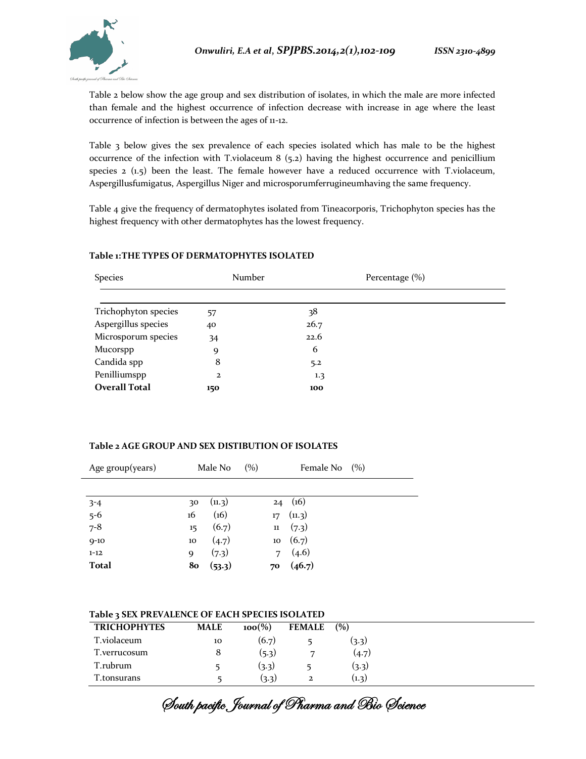Table 2 below show the age group and sex distribution of isolates, in which the male are more infected than female and the highest occurrence of infection decrease with increase in age where the least occurrence of infection is between the ages of 11-12.

Table 3 below gives the sex prevalence of each species isolated which has male to be the highest occurrence of the infection with T.violaceum 8 (5.2) having the highest occurrence and penicillium species 2 (1.5) been the least. The female however have a reduced occurrence with T.violaceum, Aspergillusfumigatus, Aspergillus Niger and microsporumferrugineumhaving the same frequency.

Table 4 give the frequency of dermatophytes isolated from Tineacorporis, Trichophyton species has the highest frequency with other dermatophytes has the lowest frequency.

**Table 1:THE TYPES OF DERMATOPHYTES ISOLATED**

| Species | Number | Percentage (%) |
|---|---|---|
| Trichophyton species | 57 | 38 |
| Aspergillus species | 40 | 26.7 |
| Microsporum species | 34 | 22.6 |
| Mucorspp | 9 | 6 |
| Candida spp | 8 | 5.2 |
| Penilliumspp | 2 | 1.3 |
| **Overall Total** | **150** | **100** |

**Table 2 AGE GROUP AND SEX DISTIBUTION OF ISOLATES**

| Age group(years) | Male No | (%) | Female No | (%) |
|---|---|---|---|---|
| 3-4 | 30 | (11.3) | 24 | (16) |
| 5-6 | 16 | (16) | 17 | (11.3) |
| 7-8 | 15 | (6.7) | 11 | (7.3) |
| 9-10 | 10 | (4.7) | 10 | (6.7) |
| 1-12 | 9 | (7.3) | 7 | (4.6) |
| **Total** | **80** | **(53.3)** | **70** | **(46.7)** |

**Table 3 SEX PREVALENCE OF EACH SPECIES ISOLATED**

| TRICHOPHYTES | MALE | 100(%) | FEMALE | (%) |
|---|---|---|---|---|
| T.violaceum | 10 | (6.7) | 5 | (3.3) |
| T.verrucosum | 8 | (5.3) | 7 | (4.7) |
| T.rubrum | 5 | (3.3) | 5 | (3.3) |
| T.tonsurans | 5 | (3.3) | 2 | (1.3) |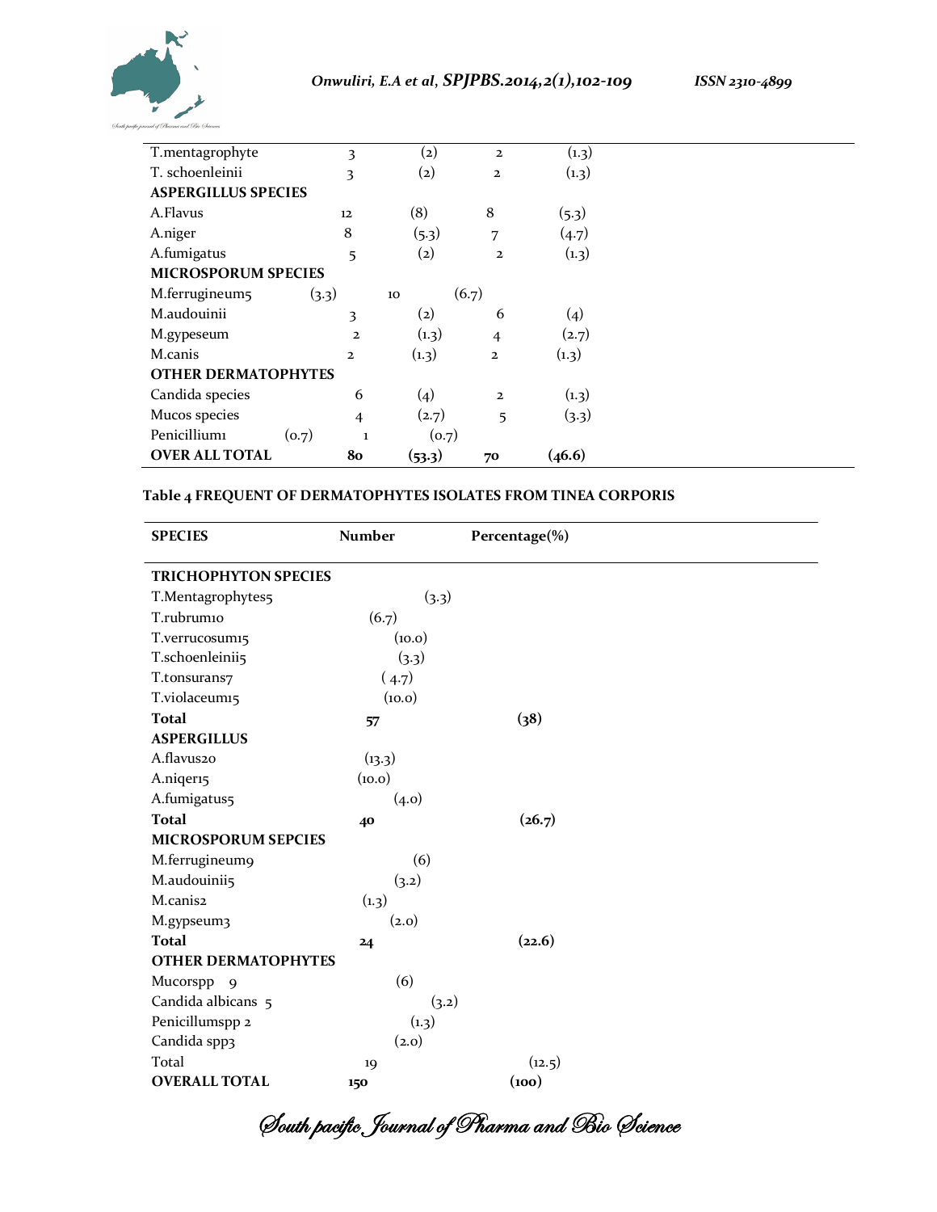| | | | | |
|---|---|---|---|---|
| T.mentagrophyte | 3 | (2) | 2 | (1.3) |
| T. schoenleinii | 3 | (2) | 2 | (1.3) |
| **ASPERGILLUS SPECIES** | | | | |
| A.Flavus | 12 | (8) | 8 | (5.3) |
| A.niger | 8 | (5.3) | 7 | (4.7) |
| A.fumigatus | 5 | (2) | 2 | (1.3) |
| **MICROSPORUM SPECIES** | | | | |
| M.ferrugineum5 | (3.3) | 10 | (6.7) | |
| M.audouinii | 3 | (2) | 6 | (4) |
| M.gypeseum | 2 | (1.3) | 4 | (2.7) |
| M.canis | 2 | (1.3) | 2 | (1.3) |
| **OTHER DERMATOPHYTES** | | | | |
| Candida species | 6 | (4) | 2 | (1.3) |
| Mucos species | 4 | (2.7) | 5 | (3.3) |
| Penicillium1 | (0.7) | 1 | (0.7) | |
| **OVER ALL TOTAL** | **80** | **(53.3)** | **70** | **(46.6)** |

**Table 4 FREQUENT OF DERMATOPHYTES ISOLATES FROM TINEA CORPORIS**

| SPECIES | Number | Percentage(%) |
|---|---|---|
| **TRICHOPHYTON SPECIES** | | |
| T.Mentagrophytes5 | (3.3) | |
| T.rubrum10 | (6.7) | |
| T.verrucosum15 | (10.0) | |
| T.schoenleinii5 | (3.3) | |
| T.tonsurans7 | ( 4.7) | |
| T.violaceum15 | (10.0) | |
| **Total** | **57** | **(38)** |
| **ASPERGILLUS** | | |
| A.flavus20 | (13.3) | |
| A.niqer15 | (10.0) | |
| A.fumigatus5 | (4.0) | |
| **Total** | **40** | **(26.7)** |
| **MICROSPORUM SEPCIES** | | |
| M.ferrugineum9 | (6) | |
| M.audouinii5 | (3.2) | |
| M.canis2 | (1.3) | |
| M.gypseum3 | (2.0) | |
| **Total** | **24** | **(22.6)** |
| **OTHER DERMATOPHYTES** | | |
| Mucorspp 9 | (6) | |
| Candida albicans 5 | (3.2) | |
| Penicillumspp 2 | (1.3) | |
| Candida spp3 | (2.0) | |
| Total | 19 | (12.5) |
| **OVERALL TOTAL** | **150** | **(100)** |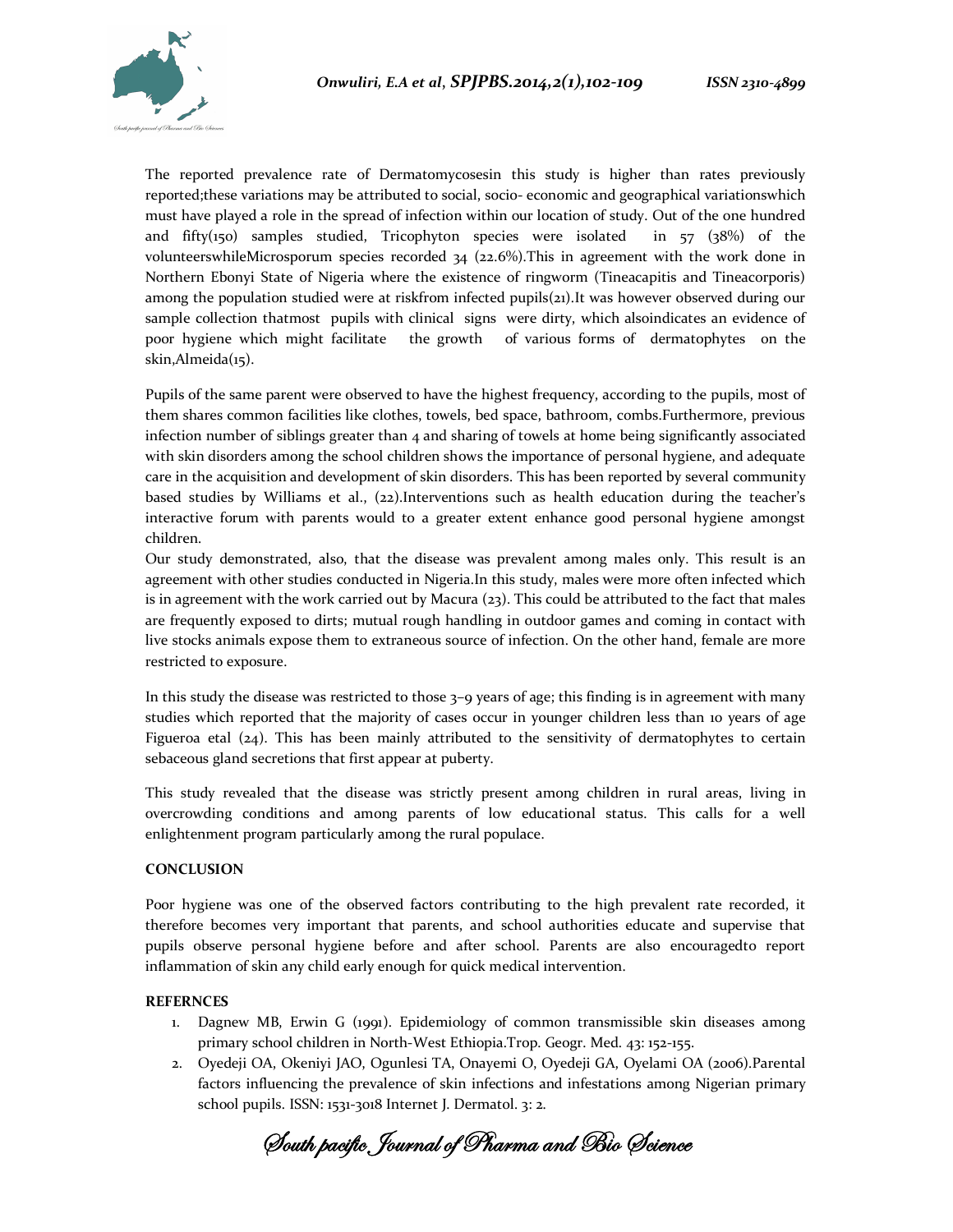The reported prevalence rate of Dermatomycosesin this study is higher than rates previously reported;these variations may be attributed to social, socio- economic and geographical variationswhich must have played a role in the spread of infection within our location of study. Out of the one hundred and fifty(150) samples studied, Tricophyton species were isolated in 57 (38%) of the volunteerswhileMicrosporum species recorded 34 (22.6%).This in agreement with the work done in Northern Ebonyi State of Nigeria where the existence of ringworm (Tineacapitis and Tineacorporis) among the population studied were at riskfrom infected pupils(21).It was however observed during our sample collection thatmost pupils with clinical signs were dirty, which alsoindicates an evidence of poor hygiene which might facilitate the growth of various forms of dermatophytes on the skin,Almeida(15).

Pupils of the same parent were observed to have the highest frequency, according to the pupils, most of them shares common facilities like clothes, towels, bed space, bathroom, combs.Furthermore, previous infection number of siblings greater than 4 and sharing of towels at home being significantly associated with skin disorders among the school children shows the importance of personal hygiene, and adequate care in the acquisition and development of skin disorders. This has been reported by several community based studies by Williams et al., (22).Interventions such as health education during the teacher's interactive forum with parents would to a greater extent enhance good personal hygiene amongst children.

Our study demonstrated, also, that the disease was prevalent among males only. This result is an agreement with other studies conducted in Nigeria.In this study, males were more often infected which is in agreement with the work carried out by Macura (23). This could be attributed to the fact that males are frequently exposed to dirts; mutual rough handling in outdoor games and coming in contact with live stocks animals expose them to extraneous source of infection. On the other hand, female are more restricted to exposure.

In this study the disease was restricted to those 3–9 years of age; this finding is in agreement with many studies which reported that the majority of cases occur in younger children less than 10 years of age Figueroa etal (24). This has been mainly attributed to the sensitivity of dermatophytes to certain sebaceous gland secretions that first appear at puberty.

This study revealed that the disease was strictly present among children in rural areas, living in overcrowding conditions and among parents of low educational status. This calls for a well enlightenment program particularly among the rural populace.

**CONCLUSION**

Poor hygiene was one of the observed factors contributing to the high prevalent rate recorded, it therefore becomes very important that parents, and school authorities educate and supervise that pupils observe personal hygiene before and after school. Parents are also encouragedto report inflammation of skin any child early enough for quick medical intervention.

**REFERNCES**

1. Dagnew MB, Erwin G (1991). Epidemiology of common transmissible skin diseases among primary school children in North-West Ethiopia.Trop. Geogr. Med. 43: 152-155.
2. Oyedeji OA, Okeniyi JAO, Ogunlesi TA, Onayemi O, Oyedeji GA, Oyelami OA (2006).Parental factors influencing the prevalence of skin infections and infestations among Nigerian primary school pupils. ISSN: 1531-3018 Internet J. Dermatol. 3: 2.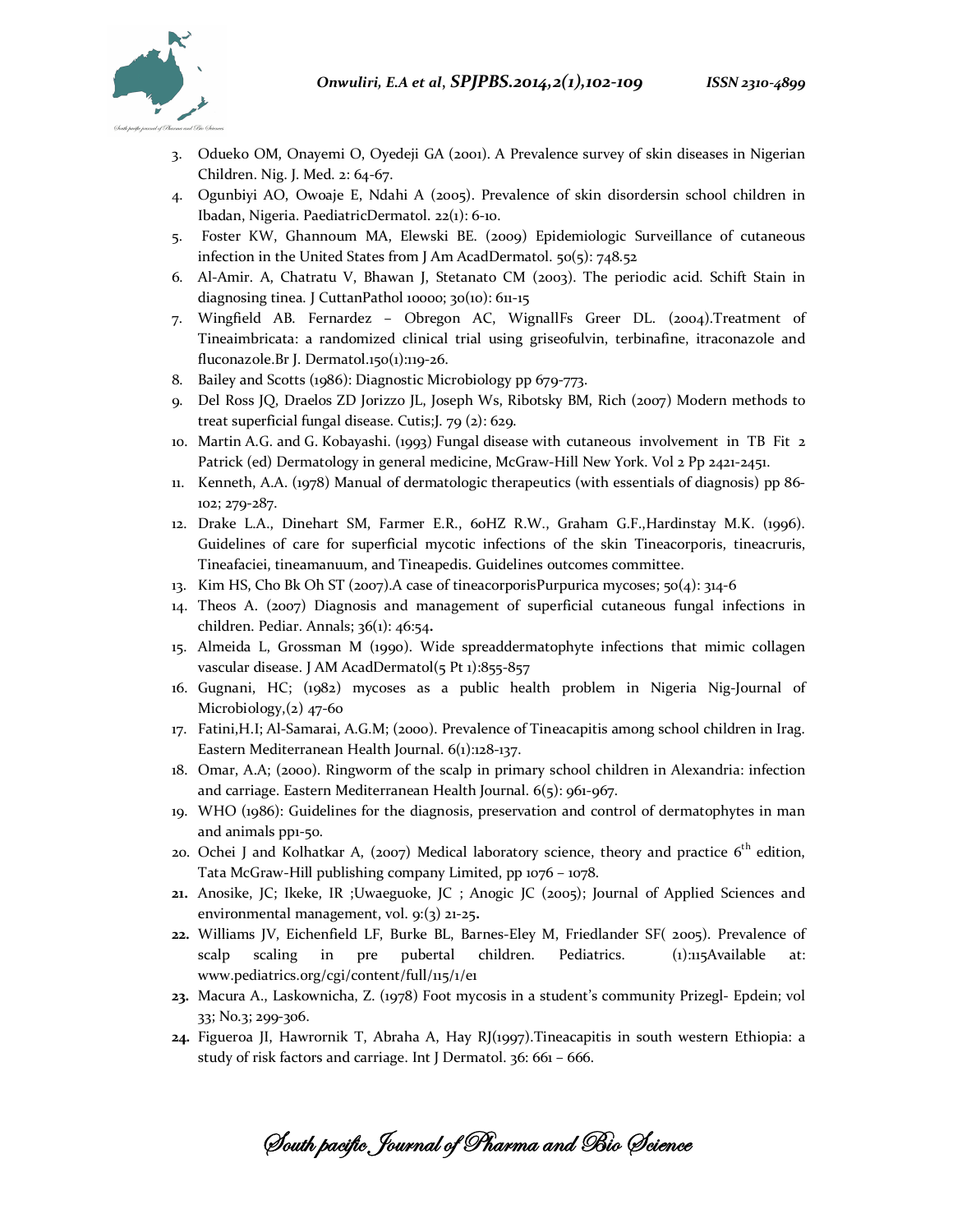3. Odueko OM, Onayemi O, Oyedeji GA (2001). A Prevalence survey of skin diseases in Nigerian Children. Nig. J. Med. 2: 64-67.
4. Ogunbiyi AO, Owoaje E, Ndahi A (2005). Prevalence of skin disordersin school children in Ibadan, Nigeria. PaediatricDermatol. 22(1): 6-10.
5. Foster KW, Ghannoum MA, Elewski BE. (2009) Epidemiologic Surveillance of cutaneous infection in the United States from J Am AcadDermatol. 50(5): 748.52
6. Al-Amir. A, Chatratu V, Bhawan J, Stetanato CM (2003). The periodic acid. Schift Stain in diagnosing tinea. J CuttanPathol 10000; 30(10): 611-15
7. Wingfield AB. Fernardez – Obregon AC, WignallFs Greer DL. (2004).Treatment of Tineaimbricata: a randomized clinical trial using griseofulvin, terbinafine, itraconazole and fluconazole.Br J. Dermatol.150(1):119-26.
8. Bailey and Scotts (1986): Diagnostic Microbiology pp 679-773.
9. Del Ross JQ, Draelos ZD Jorizzo JL, Joseph Ws, Ribotsky BM, Rich (2007) Modern methods to treat superficial fungal disease. Cutis;J. 79 (2): 629.
10. Martin A.G. and G. Kobayashi. (1993) Fungal disease with cutaneous involvement in TB Fit 2 Patrick (ed) Dermatology in general medicine, McGraw-Hill New York. Vol 2 Pp 2421-2451.
11. Kenneth, A.A. (1978) Manual of dermatologic therapeutics (with essentials of diagnosis) pp 86-102; 279-287.
12. Drake L.A., Dinehart SM, Farmer E.R., 60HZ R.W., Graham G.F.,Hardinstay M.K. (1996). Guidelines of care for superficial mycotic infections of the skin Tineacorporis, tineacruris, Tineafaciei, tineamanuum, and Tineapedis. Guidelines outcomes committee.
13. Kim HS, Cho Bk Oh ST (2007).A case of tineacorporisPurpurica mycoses; 50(4): 314-6
14. Theos A. (2007) Diagnosis and management of superficial cutaneous fungal infections in children. Pediar. Annals; 36(1): 46:54.
15. Almeida L, Grossman M (1990). Wide spreaddermatophyte infections that mimic collagen vascular disease. J AM AcadDermatol(5 Pt 1):855-857
16. Gugnani, HC; (1982) mycoses as a public health problem in Nigeria Nig-Journal of Microbiology,(2) 47-60
17. Fatini,H.I; Al-Samarai, A.G.M; (2000). Prevalence of Tineacapitis among school children in Irag. Eastern Mediterranean Health Journal. 6(1):128-137.
18. Omar, A.A; (2000). Ringworm of the scalp in primary school children in Alexandria: infection and carriage. Eastern Mediterranean Health Journal. 6(5): 961-967.
19. WHO (1986): Guidelines for the diagnosis, preservation and control of dermatophytes in man and animals pp1-50.
20. Ochei J and Kolhatkar A, (2007) Medical laboratory science, theory and practice 6th edition, Tata McGraw-Hill publishing company Limited, pp 1076 – 1078.
21. Anosike, JC; Ikeke, IR ;Uwaeguoke, JC ; Anogic JC (2005); Journal of Applied Sciences and environmental management, vol. 9:(3) 21-25.
22. Williams JV, Eichenfield LF, Burke BL, Barnes-Eley M, Friedlander SF( 2005). Prevalence of scalp scaling in pre pubertal children. Pediatrics. (1):115Available at: www.pediatrics.org/cgi/content/full/115/1/e1
23. Macura A., Laskownicha, Z. (1978) Foot mycosis in a student's community Prizegl- Epdein; vol 33; No.3; 299-306.
24. Figueroa JI, Hawrornik T, Abraha A, Hay RJ(1997).Tineacapitis in south western Ethiopia: a study of risk factors and carriage. Int J Dermatol. 36: 661 – 666.